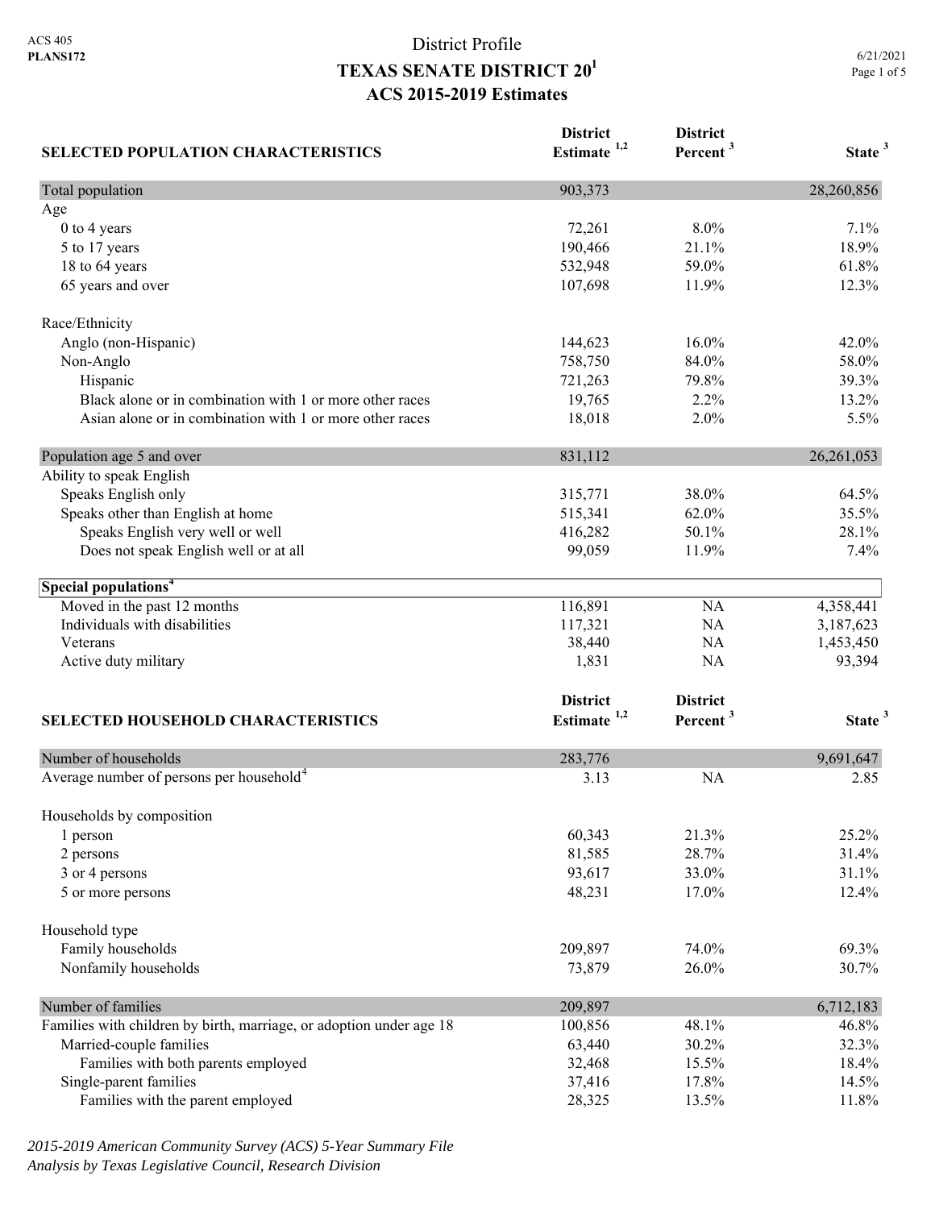ACS 405
**PLANS172**

# District Profile
# TEXAS SENATE DISTRICT 20[1]
## ACS 2015-2019 Estimates

6/21/2021

| SELECTED POPULATION CHARACTERISTICS | District Estimate [1,2] | District Percent [3] | State [3] |
|---|---|---|---|
| Total population | 903,373 | | 28,260,856 |
| Age | | | |
| 0 to 4 years | 72,261 | 8.0% | 7.1% |
| 5 to 17 years | 190,466 | 21.1% | 18.9% |
| 18 to 64 years | 532,948 | 59.0% | 61.8% |
| 65 years and over | 107,698 | 11.9% | 12.3% |
| | | | |
| Race/Ethnicity | | | |
| Anglo (non-Hispanic) | 144,623 | 16.0% | 42.0% |
| Non-Anglo | 758,750 | 84.0% | 58.0% |
| Hispanic | 721,263 | 79.8% | 39.3% |
| Black alone or in combination with 1 or more other races | 19,765 | 2.2% | 13.2% |
| Asian alone or in combination with 1 or more other races | 18,018 | 2.0% | 5.5% |
| | | | |
| Population age 5 and over | 831,112 | | 26,261,053 |
| Ability to speak English | | | |
| Speaks English only | 315,771 | 38.0% | 64.5% |
| Speaks other than English at home | 515,341 | 62.0% | 35.5% |
| Speaks English very well or well | 416,282 | 50.1% | 28.1% |
| Does not speak English well or at all | 99,059 | 11.9% | 7.4% |
| | | | |
| **Special populations[4]** | | | |
| Moved in the past 12 months | 116,891 | NA | 4,358,441 |
| Individuals with disabilities | 117,321 | NA | 3,187,623 |
| Veterans | 38,440 | NA | 1,453,450 |
| Active duty military | 1,831 | NA | 93,394 |

| SELECTED HOUSEHOLD CHARACTERISTICS | District Estimate [1,2] | District Percent [3] | State [3] |
|---|---|---|---|
| Number of households | 283,776 | | 9,691,647 |
| Average number of persons per household[4] | 3.13 | NA | 2.85 |
| | | | |
| Households by composition | | | |
| 1 person | 60,343 | 21.3% | 25.2% |
| 2 persons | 81,585 | 28.7% | 31.4% |
| 3 or 4 persons | 93,617 | 33.0% | 31.1% |
| 5 or more persons | 48,231 | 17.0% | 12.4% |
| | | | |
| Household type | | | |
| Family households | 209,897 | 74.0% | 69.3% |
| Nonfamily households | 73,879 | 26.0% | 30.7% |
| | | | |
| Number of families | 209,897 | | 6,712,183 |
| Families with children by birth, marriage, or adoption under age 18 | 100,856 | 48.1% | 46.8% |
| Married-couple families | 63,440 | 30.2% | 32.3% |
| Families with both parents employed | 32,468 | 15.5% | 18.4% |
| Single-parent families | 37,416 | 17.8% | 14.5% |
| Families with the parent employed | 28,325 | 13.5% | 11.8% |

*2015-2019 American Community Survey (ACS) 5-Year Summary File*
*Analysis by Texas Legislative Council, Research Division*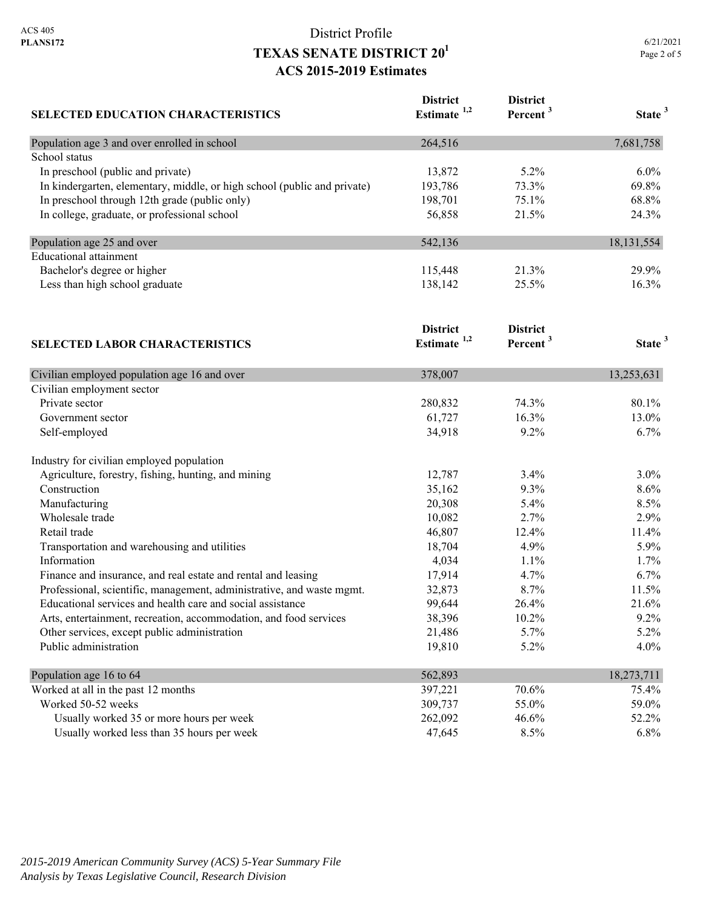ACS 405
**PLANS172**

# District Profile
## TEXAS SENATE DISTRICT 20[1]
## ACS 2015-2019 Estimates

6/21/2021

| SELECTED EDUCATION CHARACTERISTICS | District Estimate [1,2] | District Percent [3] | State [3] |
|---|---|---|---|
| Population age 3 and over enrolled in school | 264,516 | | 7,681,758 |
| School status | | | |
| In preschool (public and private) | 13,872 | 5.2% | 6.0% |
| In kindergarten, elementary, middle, or high school (public and private) | 193,786 | 73.3% | 69.8% |
| In preschool through 12th grade (public only) | 198,701 | 75.1% | 68.8% |
| In college, graduate, or professional school | 56,858 | 21.5% | 24.3% |
| Population age 25 and over | 542,136 | | 18,131,554 |
| Educational attainment | | | |
| Bachelor's degree or higher | 115,448 | 21.3% | 29.9% |
| Less than high school graduate | 138,142 | 25.5% | 16.3% |

| SELECTED LABOR CHARACTERISTICS | District Estimate [1,2] | District Percent [3] | State [3] |
|---|---|---|---|
| Civilian employed population age 16 and over | 378,007 | | 13,253,631 |
| Civilian employment sector | | | |
| Private sector | 280,832 | 74.3% | 80.1% |
| Government sector | 61,727 | 16.3% | 13.0% |
| Self-employed | 34,918 | 9.2% | 6.7% |
| Industry for civilian employed population | | | |
| Agriculture, forestry, fishing, hunting, and mining | 12,787 | 3.4% | 3.0% |
| Construction | 35,162 | 9.3% | 8.6% |
| Manufacturing | 20,308 | 5.4% | 8.5% |
| Wholesale trade | 10,082 | 2.7% | 2.9% |
| Retail trade | 46,807 | 12.4% | 11.4% |
| Transportation and warehousing and utilities | 18,704 | 4.9% | 5.9% |
| Information | 4,034 | 1.1% | 1.7% |
| Finance and insurance, and real estate and rental and leasing | 17,914 | 4.7% | 6.7% |
| Professional, scientific, management, administrative, and waste mgmt. | 32,873 | 8.7% | 11.5% |
| Educational services and health care and social assistance | 99,644 | 26.4% | 21.6% |
| Arts, entertainment, recreation, accommodation, and food services | 38,396 | 10.2% | 9.2% |
| Other services, except public administration | 21,486 | 5.7% | 5.2% |
| Public administration | 19,810 | 5.2% | 4.0% |
| Population age 16 to 64 | 562,893 | | 18,273,711 |
| Worked at all in the past 12 months | 397,221 | 70.6% | 75.4% |
| Worked 50-52 weeks | 309,737 | 55.0% | 59.0% |
| Usually worked 35 or more hours per week | 262,092 | 46.6% | 52.2% |
| Usually worked less than 35 hours per week | 47,645 | 8.5% | 6.8% |

*2015-2019 American Community Survey (ACS) 5-Year Summary File*
*Analysis by Texas Legislative Council, Research Division*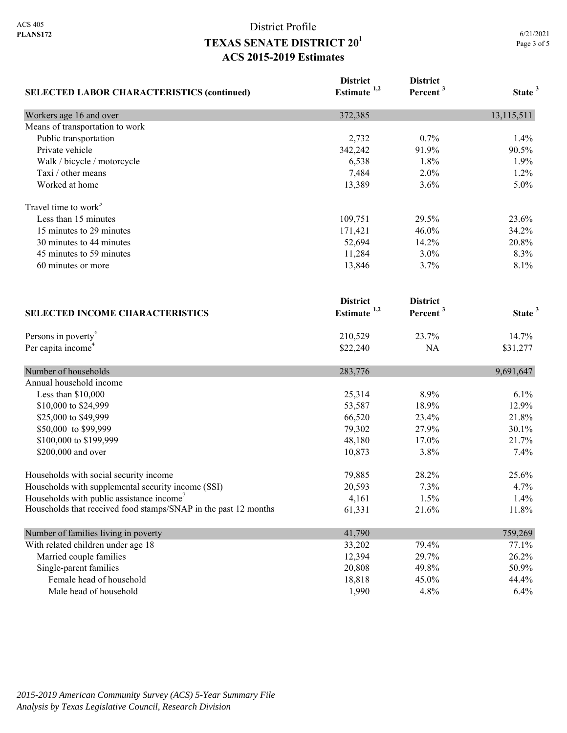# District Profile

## TEXAS SENATE DISTRICT 20[1]

### ACS 2015-2019 Estimates

| SELECTED LABOR CHARACTERISTICS (continued) | District Estimate [1,2] | District Percent [3] | State [3] |
|---|---|---|---|
| Workers age 16 and over | 372,385 | | 13,115,511 |
| Means of transportation to work | | | |
| Public transportation | 2,732 | 0.7% | 1.4% |
| Private vehicle | 342,242 | 91.9% | 90.5% |
| Walk / bicycle / motorcycle | 6,538 | 1.8% | 1.9% |
| Taxi / other means | 7,484 | 2.0% | 1.2% |
| Worked at home | 13,389 | 3.6% | 5.0% |
| Travel time to work[5] | | | |
| Less than 15 minutes | 109,751 | 29.5% | 23.6% |
| 15 minutes to 29 minutes | 171,421 | 46.0% | 34.2% |
| 30 minutes to 44 minutes | 52,694 | 14.2% | 20.8% |
| 45 minutes to 59 minutes | 11,284 | 3.0% | 8.3% |
| 60 minutes or more | 13,846 | 3.7% | 8.1% |

| SELECTED INCOME CHARACTERISTICS | District Estimate [1,2] | District Percent [3] | State [3] |
|---|---|---|---|
| Persons in poverty[6] | 210,529 | 23.7% | 14.7% |
| Per capita income[4] | $22,240 | NA | $31,277 |
| Number of households | 283,776 | | 9,691,647 |
| Annual household income | | | |
| Less than $10,000 | 25,314 | 8.9% | 6.1% |
| $10,000 to $24,999 | 53,587 | 18.9% | 12.9% |
| $25,000 to $49,999 | 66,520 | 23.4% | 21.8% |
| $50,000 to $99,999 | 79,302 | 27.9% | 30.1% |
| $100,000 to $199,999 | 48,180 | 17.0% | 21.7% |
| $200,000 and over | 10,873 | 3.8% | 7.4% |
| Households with social security income | 79,885 | 28.2% | 25.6% |
| Households with supplemental security income (SSI) | 20,593 | 7.3% | 4.7% |
| Households with public assistance income[7] | 4,161 | 1.5% | 1.4% |
| Households that received food stamps/SNAP in the past 12 months | 61,331 | 21.6% | 11.8% |
| Number of families living in poverty | 41,790 | | 759,269 |
| With related children under age 18 | 33,202 | 79.4% | 77.1% |
| Married couple families | 12,394 | 29.7% | 26.2% |
| Single-parent families | 20,808 | 49.8% | 50.9% |
| Female head of household | 18,818 | 45.0% | 44.4% |
| Male head of household | 1,990 | 4.8% | 6.4% |

*2015-2019 American Community Survey (ACS) 5-Year Summary File*
*Analysis by Texas Legislative Council, Research Division*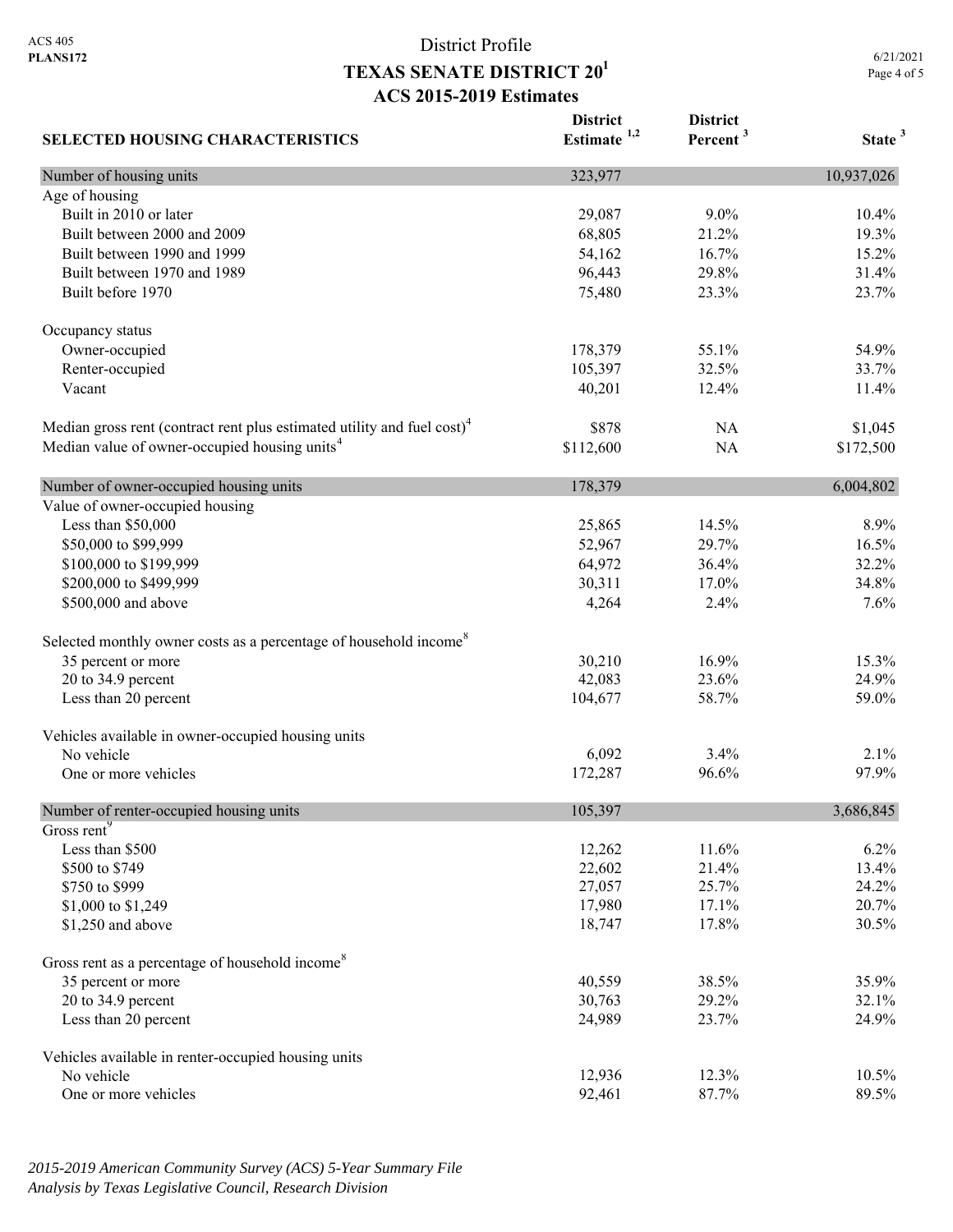ACS 405
**PLANS172**

District Profile

# TEXAS SENATE DISTRICT 20[1]

## ACS 2015-2019 Estimates

6/21/2021

| SELECTED HOUSING CHARACTERISTICS | District Estimate [1,2] | District Percent [3] | State [3] |
|---|---|---|---|
| Number of housing units | 323,977 | | 10,937,026 |
| Age of housing | | | |
| Built in 2010 or later | 29,087 | 9.0% | 10.4% |
| Built between 2000 and 2009 | 68,805 | 21.2% | 19.3% |
| Built between 1990 and 1999 | 54,162 | 16.7% | 15.2% |
| Built between 1970 and 1989 | 96,443 | 29.8% | 31.4% |
| Built before 1970 | 75,480 | 23.3% | 23.7% |
| Occupancy status | | | |
| Owner-occupied | 178,379 | 55.1% | 54.9% |
| Renter-occupied | 105,397 | 32.5% | 33.7% |
| Vacant | 40,201 | 12.4% | 11.4% |
| Median gross rent (contract rent plus estimated utility and fuel cost)[4] | $878 | NA | $1,045 |
| Median value of owner-occupied housing units[4] | $112,600 | NA | $172,500 |
| Number of owner-occupied housing units | 178,379 | | 6,004,802 |
| Value of owner-occupied housing | | | |
| Less than $50,000 | 25,865 | 14.5% | 8.9% |
| $50,000 to $99,999 | 52,967 | 29.7% | 16.5% |
| $100,000 to $199,999 | 64,972 | 36.4% | 32.2% |
| $200,000 to $499,999 | 30,311 | 17.0% | 34.8% |
| $500,000 and above | 4,264 | 2.4% | 7.6% |
| Selected monthly owner costs as a percentage of household income[8] | | | |
| 35 percent or more | 30,210 | 16.9% | 15.3% |
| 20 to 34.9 percent | 42,083 | 23.6% | 24.9% |
| Less than 20 percent | 104,677 | 58.7% | 59.0% |
| Vehicles available in owner-occupied housing units | | | |
| No vehicle | 6,092 | 3.4% | 2.1% |
| One or more vehicles | 172,287 | 96.6% | 97.9% |
| Number of renter-occupied housing units | 105,397 | | 3,686,845 |
| Gross rent[9] | | | |
| Less than $500 | 12,262 | 11.6% | 6.2% |
| $500 to $749 | 22,602 | 21.4% | 13.4% |
| $750 to $999 | 27,057 | 25.7% | 24.2% |
| $1,000 to $1,249 | 17,980 | 17.1% | 20.7% |
| $1,250 and above | 18,747 | 17.8% | 30.5% |
| Gross rent as a percentage of household income[8] | | | |
| 35 percent or more | 40,559 | 38.5% | 35.9% |
| 20 to 34.9 percent | 30,763 | 29.2% | 32.1% |
| Less than 20 percent | 24,989 | 23.7% | 24.9% |
| Vehicles available in renter-occupied housing units | | | |
| No vehicle | 12,936 | 12.3% | 10.5% |
| One or more vehicles | 92,461 | 87.7% | 89.5% |

*2015-2019 American Community Survey (ACS) 5-Year Summary File*
*Analysis by Texas Legislative Council, Research Division*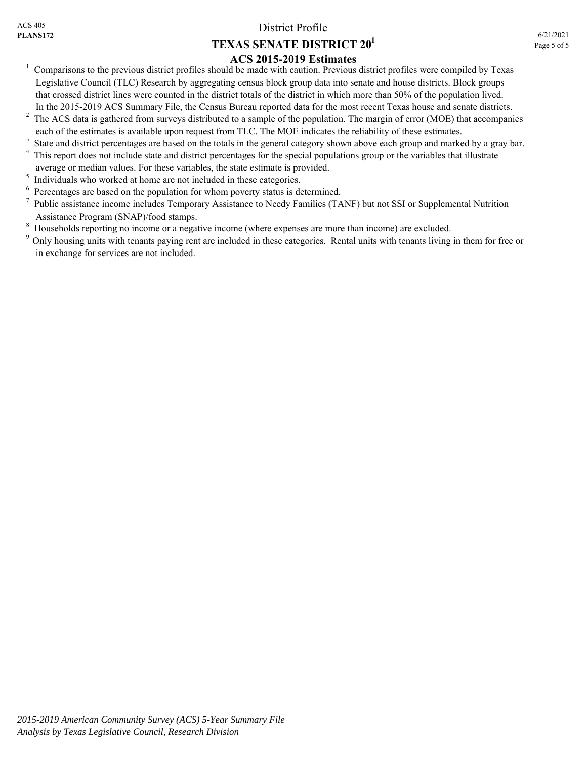[1] Comparisons to the previous district profiles should be made with caution. Previous district profiles were compiled by Texas Legislative Council (TLC) Research by aggregating census block group data into senate and house districts. Block groups that crossed district lines were counted in the district totals of the district in which more than 50% of the population lived. In the 2015-2019 ACS Summary File, the Census Bureau reported data for the most recent Texas house and senate districts.

[2] The ACS data is gathered from surveys distributed to a sample of the population. The margin of error (MOE) that accompanies each of the estimates is available upon request from TLC. The MOE indicates the reliability of these estimates.

[3] State and district percentages are based on the totals in the general category shown above each group and marked by a gray bar.

[4] This report does not include state and district percentages for the special populations group or the variables that illustrate average or median values. For these variables, the state estimate is provided.

[5] Individuals who worked at home are not included in these categories.

[6] Percentages are based on the population for whom poverty status is determined.

[7] Public assistance income includes Temporary Assistance to Needy Families (TANF) but not SSI or Supplemental Nutrition Assistance Program (SNAP)/food stamps.

[8] Households reporting no income or a negative income (where expenses are more than income) are excluded.

[9] Only housing units with tenants paying rent are included in these categories. Rental units with tenants living in them for free or in exchange for services are not included.

*2015-2019 American Community Survey (ACS) 5-Year Summary File*
*Analysis by Texas Legislative Council, Research Division*